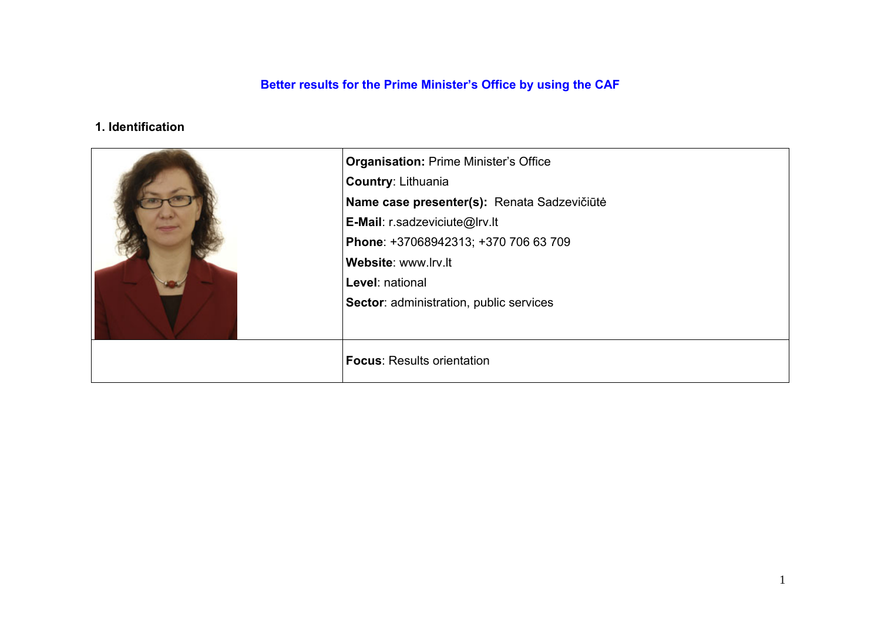# Better results for the Prime Minister's Office by using the CAF

## 1. Identification

| | |
|---|---|
| | **Organisation:** Prime Minister's Office<br>**Country**: Lithuania<br>**Name case presenter(s):** Renata Sadzevičiūtė<br>**E-Mail**: r.sadzeviciute@lrv.lt<br>**Phone**: +37068942313; +370 706 63 709<br>**Website**: www.lrv.lt<br>**Level**: national<br>**Sector**: administration, public services |
| | **Focus**: Results orientation |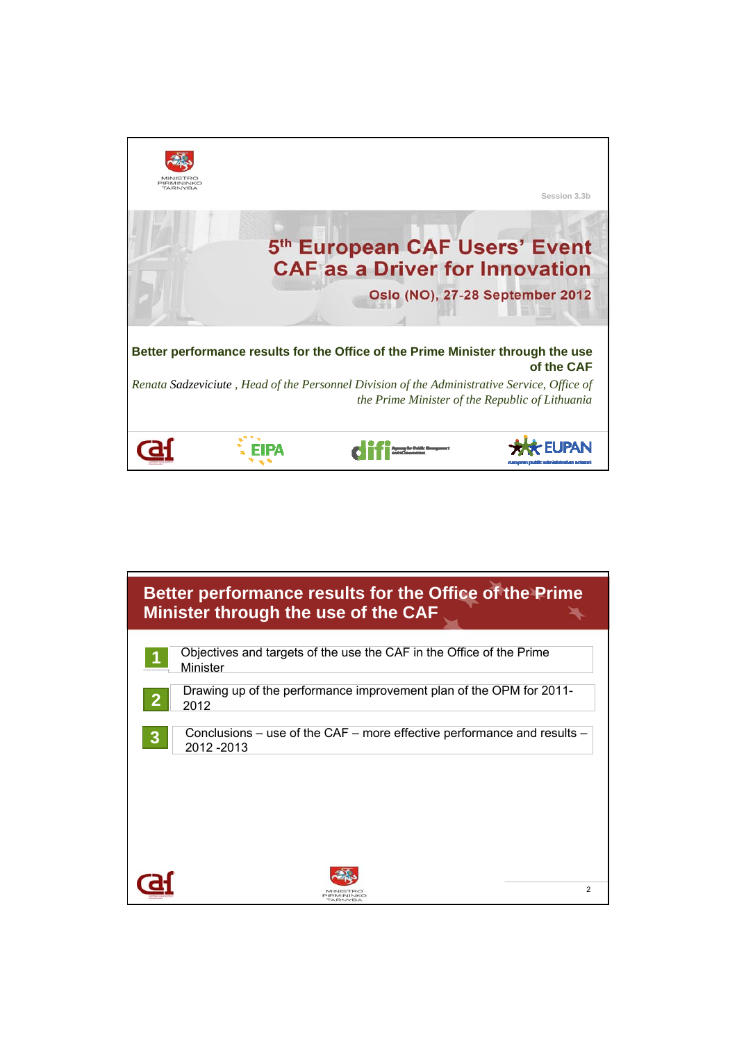Session 3.3b

# 5th European CAF Users' Event

## CAF as a Driver for Innovation

**Oslo (NO), 27-28 September 2012**

**Better performance results for the Office of the Prime Minister through the use of the CAF**

*Renata Sadzeviciute , Head of the Personnel Division of the Administrative Service, Office of the Prime Minister of the Republic of Lithuania*

---

## Better performance results for the Office of the Prime Minister through the use of the CAF

1. Objectives and targets of the use the CAF in the Office of the Prime Minister
2. Drawing up of the performance improvement plan of the OPM for 2011-2012
3. Conclusions – use of the CAF – more effective performance and results – 2012 -2013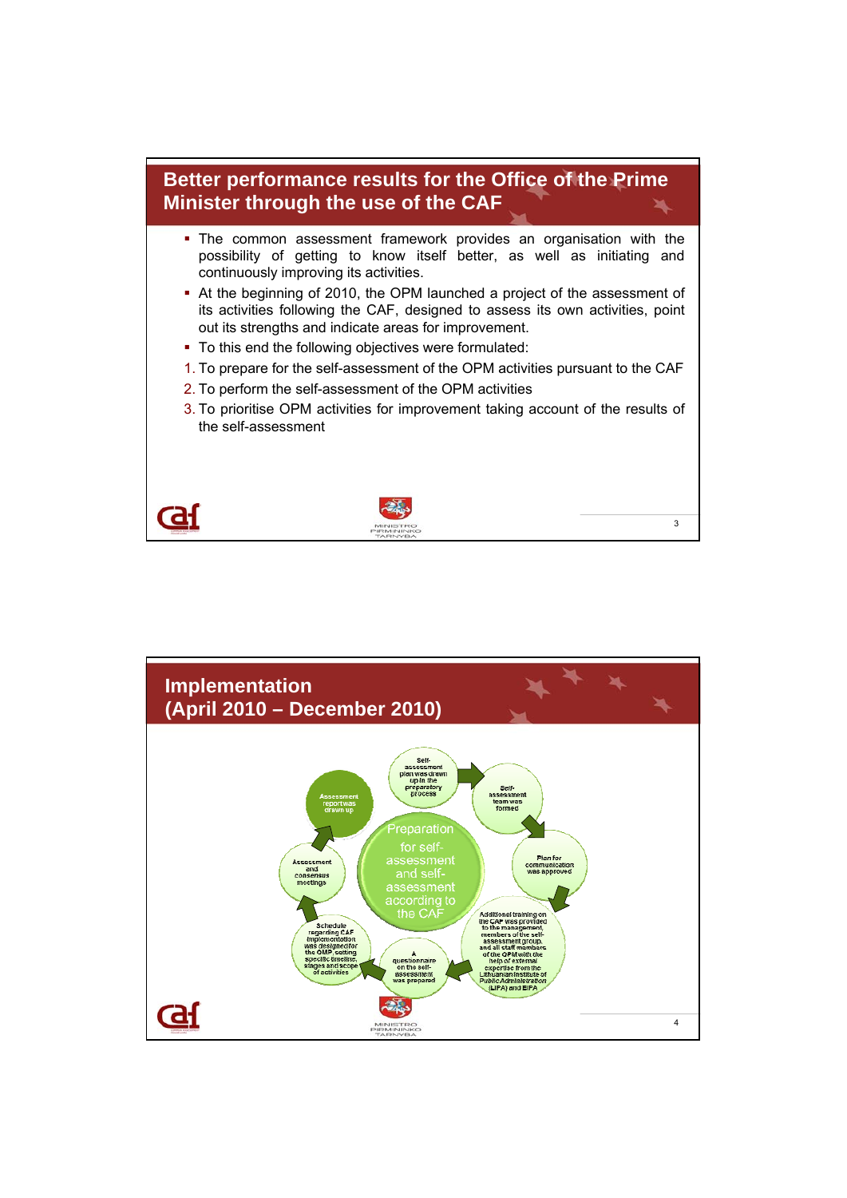## Better performance results for the Office of the Prime Minister through the use of the CAF

- The common assessment framework provides an organisation with the possibility of getting to know itself better, as well as initiating and continuously improving its activities.
- At the beginning of 2010, the OPM launched a project of the assessment of its activities following the CAF, designed to assess its own activities, point out its strengths and indicate areas for improvement.
- To this end the following objectives were formulated:

1. To prepare for the self-assessment of the OPM activities pursuant to the CAF
2. To perform the self-assessment of the OPM activities
3. To prioritise OPM activities for improvement taking account of the results of the self-assessment

## Implementation (April 2010 – December 2010)

Preparation for self-assessment and self-assessment according to the CAF

- Self-assessment plan was drawn up in the preparatory process
- Self-assessment team was formed
- Plan for communication was approved
- Additional training on the CAF was provided to the management, members of the self-assessment group, and all staff members of the OPM with the help of external expertise from the Lithuanian Institute of Public Administration (LIPA) and EIPA
- A questionnaire on the self-assessment was prepared
- Schedule regarding CAF implementation was designed for the OMP, setting specific timeline, stages and scope of activities
- Assessment and consensus meetings
- Assessment report was drawn up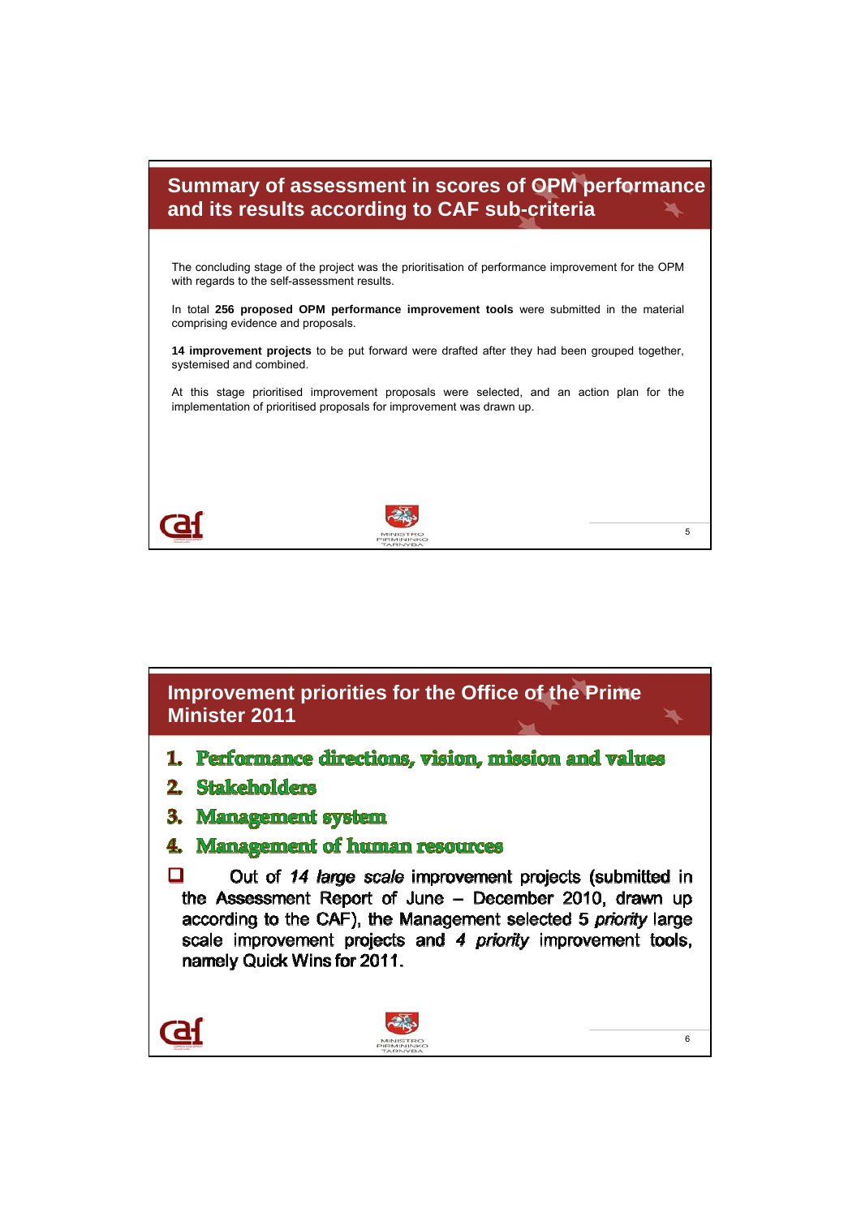## Summary of assessment in scores of OPM performance and its results according to CAF sub-criteria

The concluding stage of the project was the prioritisation of performance improvement for the OPM with regards to the self-assessment results.

In total **256 proposed OPM performance improvement tools** were submitted in the material comprising evidence and proposals.

**14 improvement projects** to be put forward were drafted after they had been grouped together, systemised and combined.

At this stage prioritised improvement proposals were selected, and an action plan for the implementation of prioritised proposals for improvement was drawn up.

## Improvement priorities for the Office of the Prime Minister 2011

1. **Performance directions, vision, mission and values**
2. **Stakeholders**
3. **Management system**
4. **Management of human resources**

- Out of *14 large scale* improvement projects (submitted in the Assessment Report of June – December 2010, drawn up according to the CAF), the Management selected 5 *priority* large scale improvement projects and *4 priority* improvement tools, namely Quick Wins for 2011.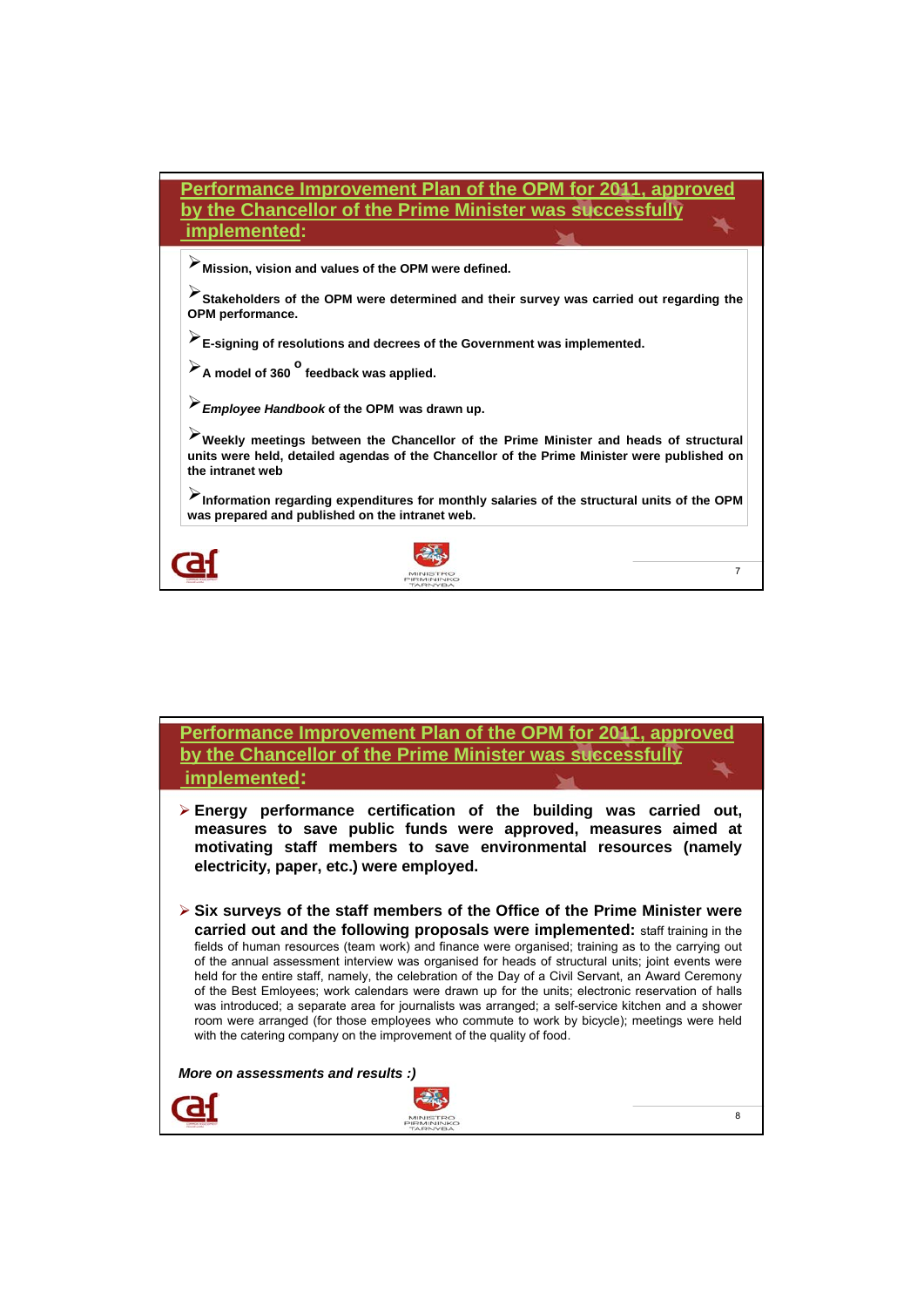## Performance Improvement Plan of the OPM for 2011, approved by the Chancellor of the Prime Minister was successfully implemented:

- **Mission, vision and values of the OPM were defined.**
- **Stakeholders of the OPM were determined and their survey was carried out regarding the OPM performance.**
- **E-signing of resolutions and decrees of the Government was implemented.**
- **A model of 360 ° feedback was applied.**
- ***Employee Handbook* of the OPM was drawn up.**
- **Weekly meetings between the Chancellor of the Prime Minister and heads of structural units were held, detailed agendas of the Chancellor of the Prime Minister were published on the intranet web**
- **Information regarding expenditures for monthly salaries of the structural units of the OPM was prepared and published on the intranet web.**

## Performance Improvement Plan of the OPM for 2011, approved by the Chancellor of the Prime Minister was successfully implemented:

- **Energy performance certification of the building was carried out, measures to save public funds were approved, measures aimed at motivating staff members to save environmental resources (namely electricity, paper, etc.) were employed.**
- **Six surveys of the staff members of the Office of the Prime Minister were carried out and the following proposals were implemented:** staff training in the fields of human resources (team work) and finance were organised; training as to the carrying out of the annual assessment interview was organised for heads of structural units; joint events were held for the entire staff, namely, the celebration of the Day of a Civil Servant, an Award Ceremony of the Best Emloyees; work calendars were drawn up for the units; electronic reservation of halls was introduced; a separate area for journalists was arranged; a self-service kitchen and a shower room were arranged (for those employees who commute to work by bicycle); meetings were held with the catering company on the improvement of the quality of food.

***More on assessments and results :)***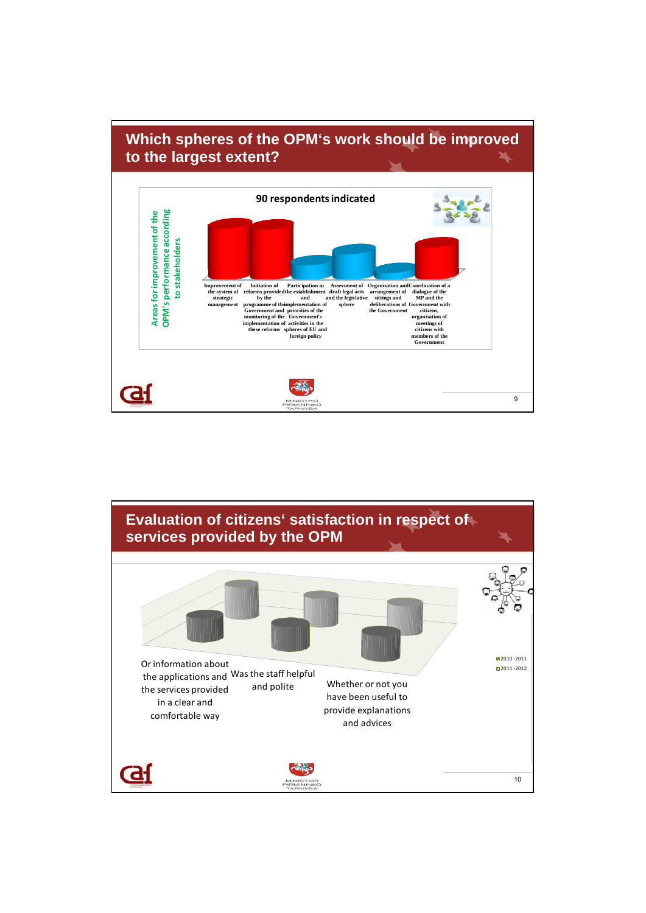## Which spheres of the OPM's work should be improved to the largest extent?

**90 respondents indicated**

Areas for improvement of the OPM's performance according to stakeholders

- Improvement of the system of strategic management
- Initiation of reforms provided by the programme of the Government and monitoring of the implementation of these reforms
- Participation in the establishment and implementation of priorities of the Government's activities in the spheres of EU and foreign policy
- Assessment of draft legal acts and the legislative sphere
- Organisation and arrangement of sittings and deliberations of the Government
- Coordination of a dialogue of the MP and the Government with citizens, organisation of meetings of citizens with members of the Government

## Evaluation of citizens' satisfaction in respect of services provided by the OPM

- Or information about the applications and the services provided in a clear and comfortable way
- Was the staff helpful and polite
- Whether or not you have been useful to provide explanations and advices

2010 -2011
2011 -2012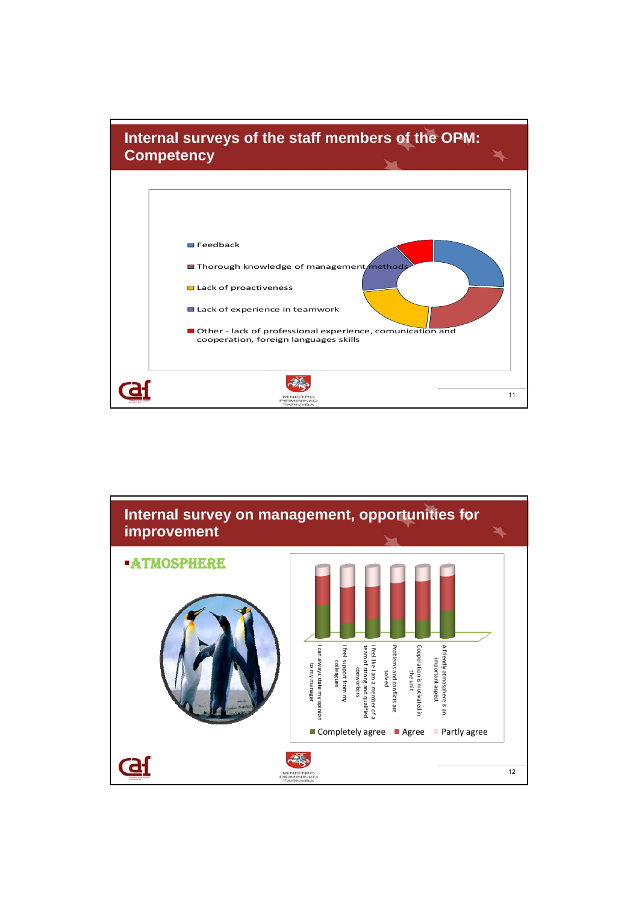## Internal surveys of the staff members of the OPM: Competency

- Feedback
- Thorough knowledge of management methods
- Lack of proactiveness
- Lack of experience in teamwork
- Other - lack of professional experience, comunication and cooperation, foreign languages skills

## Internal survey on management, opportunities for improvement

- ATMOSPHERE

- I can always state my opinion to my manager
- I feel support from my colleagues
- I feel like I am a member of a team of strong and qualified coworkers
- Problems and conflicts are solved
- Cooperation is motivated in the unit
- A friendly atmosphere is an important aspect

Completely agree | Agree | Partly agree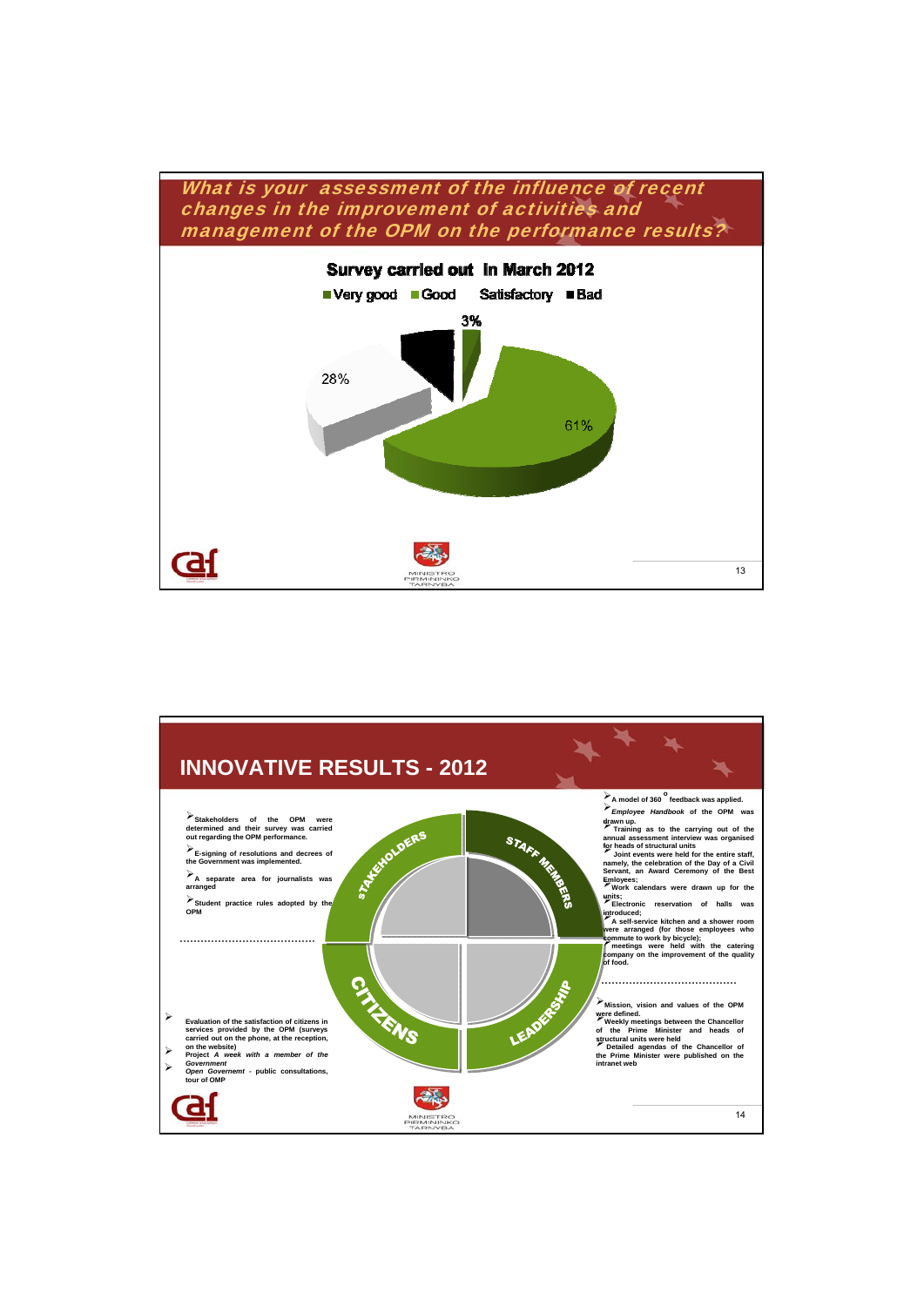## What is your assessment of the influence of recent changes in the improvement of activities and management of the OPM on the performance results?

**Survey carried out in March 2012**

- Very good
- Good
- Satisfactory
- Bad

3%

28%

61%

## INNOVATIVE RESULTS - 2012

**STAKEHOLDERS**

- **Stakeholders of the OPM were determined and their survey was carried out regarding the OPM performance.**
- **E-signing of resolutions and decrees of the Government was implemented.**
- **A separate area for journalists was arranged**
- **Student practice rules adopted by the OPM**

**CITIZENS**

- **Evaluation of the satisfaction of citizens in services provided by the OPM (surveys carried out on the phone, at the reception, on the website)**
- **Project *A week with a member of the Government***
- ***Open Governemt* - public consultations, tour of OMP**

**STAFF MEMBERS**

- **A model of 360 ° feedback was applied.**
- ***Employee Handbook* of the OPM was drawn up.**
- **Training as to the carrying out of the annual assessment interview was organised for heads of structural units**
- **Joint events were held for the entire staff, namely, the celebration of the Day of a Civil Servant, an Award Ceremony of the Best Emloyees;**
- **Work calendars were drawn up for the units;**
- **Electronic reservation of halls was introduced;**
- **A self-service kitchen and a shower room were arranged (for those employees who commute to work by bicycle);**
- **meetings were held with the catering company on the improvement of the quality of food.**

**LEADERSHIP**

- **Mission, vision and values of the OPM were defined.**
- **Weekly meetings between the Chancellor of the Prime Minister and heads of structural units were held**
- **Detailed agendas of the Chancellor of the Prime Minister were published on the intranet web**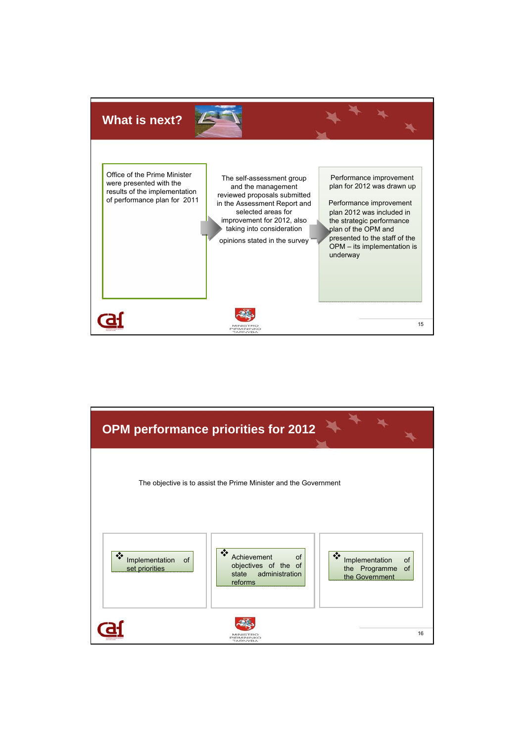## What is next?

Office of the Prime Minister were presented with the results of the implementation of performance plan for 2011

The self-assessment group and the management reviewed proposals submitted in the Assessment Report and selected areas for improvement for 2012, also taking into consideration opinions stated in the survey

Performance improvement plan for 2012 was drawn up

Performance improvement plan 2012 was included in the strategic performance plan of the OPM and presented to the staff of the OPM – its implementation is underway

## OPM performance priorities for 2012

The objective is to assist the Prime Minister and the Government

- Implementation of set priorities
- Achievement of objectives of the of state administration reforms
- Implementation of the Programme of the Government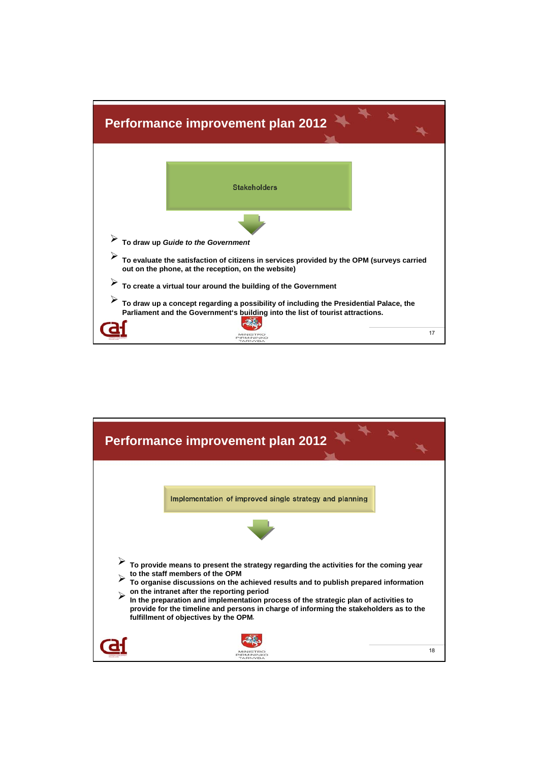## Performance improvement plan 2012

**Stakeholders**

- **To draw up *Guide to the Government***
- **To evaluate the satisfaction of citizens in services provided by the OPM (surveys carried out on the phone, at the reception, on the website)**
- **To create a virtual tour around the building of the Government**
- **To draw up a concept regarding a possibility of including the Presidential Palace, the Parliament and the Government's building into the list of tourist attractions.**

## Performance improvement plan 2012

**Implementation of improved single strategy and planning**

- **To provide means to present the strategy regarding the activities for the coming year to the staff members of the OPM**
- **To organise discussions on the achieved results and to publish prepared information on the intranet after the reporting period**
- **In the preparation and implementation process of the strategic plan of activities to provide for the timeline and persons in charge of informing the stakeholders as to the fulfillment of objectives by the OPM.**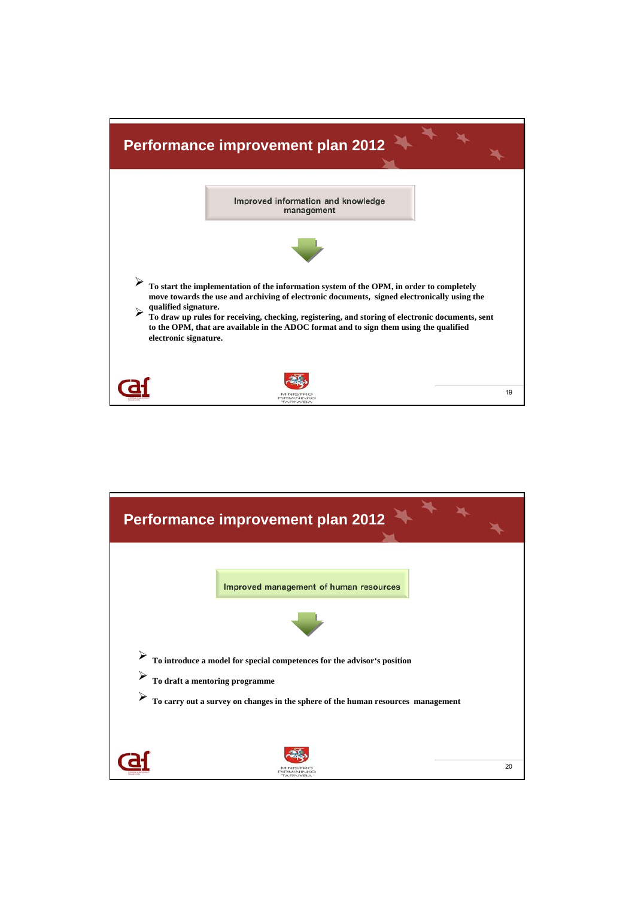## Performance improvement plan 2012

**Improved information and knowledge management**

- **To start the implementation of the information system of the OPM, in order to completely move towards the use and archiving of electronic documents, signed electronically using the qualified signature.**
- **To draw up rules for receiving, checking, registering, and storing of electronic documents, sent to the OPM, that are available in the ADOC format and to sign them using the qualified electronic signature.**

MINISTRO PIRMININKO TARNYBA

## Performance improvement plan 2012

**Improved management of human resources**

- **To introduce a model for special competences for the advisor's position**
- **To draft a mentoring programme**
- **To carry out a survey on changes in the sphere of the human resources management**

MINISTRO PIRMININKO TARNYBA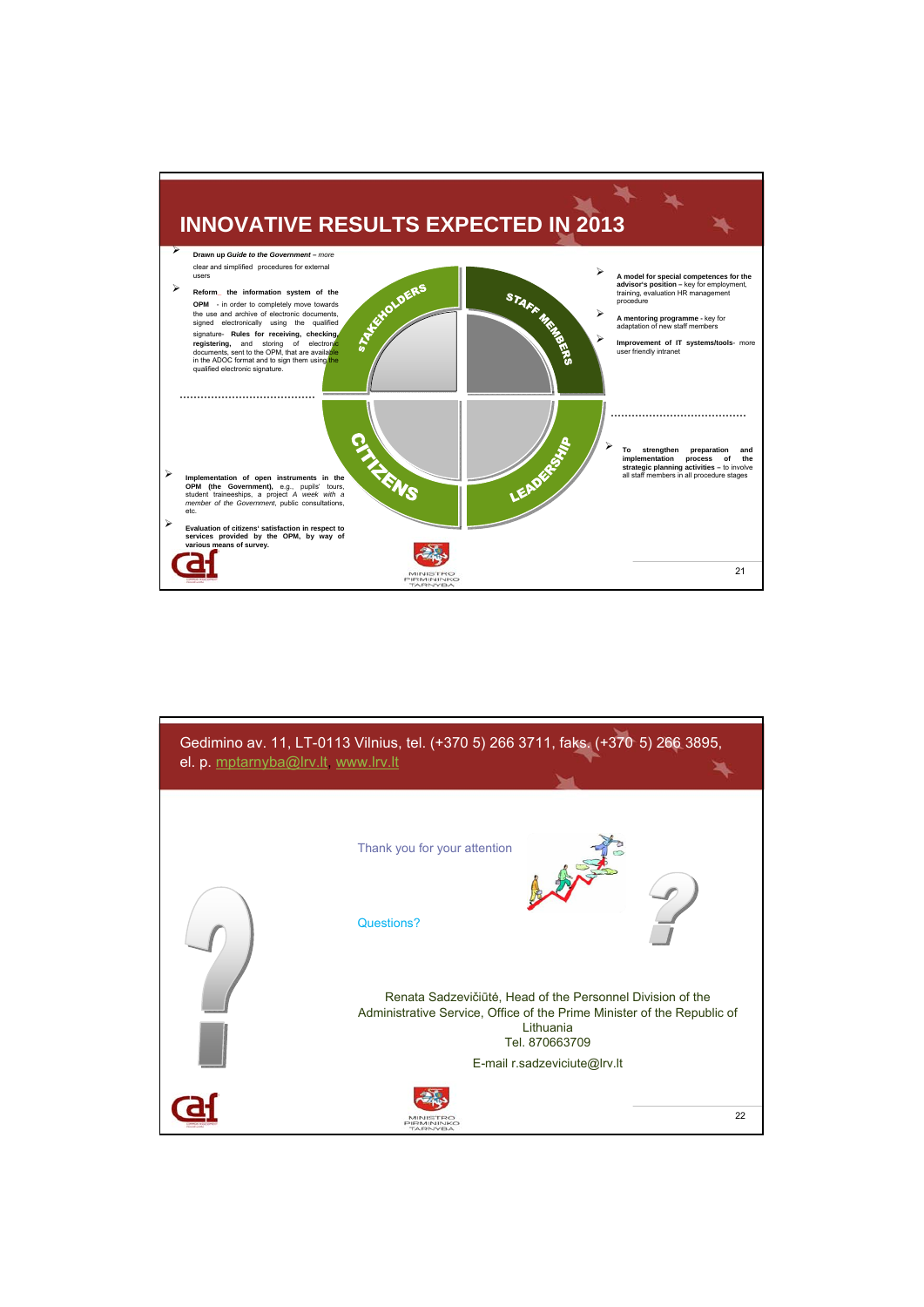# INNOVATIVE RESULTS EXPECTED IN 2013

- **Drawn up** ***Guide to the Government*** *– more* clear and simplified procedures for external users
- **Reform the information system of the OPM** - in order to completely move towards the use and archive of electronic documents, signed electronically using the qualified signature- **Rules for receiving, checking, registering,** and storing of electronic documents, sent to the OPM, that are available in the ADOC format and to sign them using the qualified electronic signature.

- **Implementation of open instruments in the OPM (the Government),** e.g., pupils' tours, student traineeships, a project *A week with a member of the Government*, public consultations, etc.
- **Evaluation of citizens' satisfaction in respect to services provided by the OPM, by way of various means of survey.**

STAKEHOLDERS — STAFF MEMBERS — CITIZENS — LEADERSHIP

- **A model for special competences for the advisor's position** – key for employment, training, evaluation HR management procedure
- **A mentoring programme** - key for adaptation of new staff members
- **Improvement of IT systems/tools**- more user friendly intranet

- **To strengthen preparation and implementation process of the strategic planning activities** – to involve all staff members in all procedure stages

---

Gedimino av. 11, LT-0113 Vilnius, tel. (+370 5) 266 3711, faks. (+370 5) 266 3895, el. p. mptarnyba@lrv.lt www.lrv.lt

Thank you for your attention

Questions?

Renata Sadzevičiūtė, Head of the Personnel Division of the Administrative Service, Office of the Prime Minister of the Republic of Lithuania
Tel. 870663709

E-mail r.sadzeviciute@lrv.lt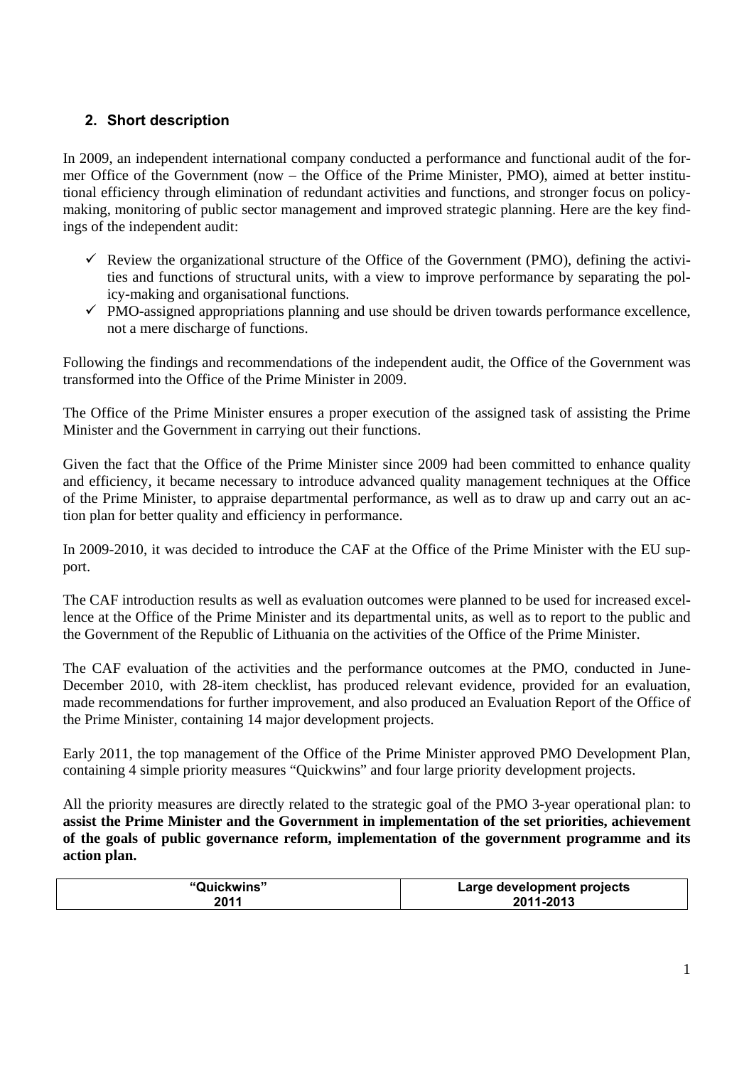## 2. Short description

In 2009, an independent international company conducted a performance and functional audit of the former Office of the Government (now – the Office of the Prime Minister, PMO), aimed at better institutional efficiency through elimination of redundant activities and functions, and stronger focus on policy-making, monitoring of public sector management and improved strategic planning. Here are the key findings of the independent audit:

- ✓ Review the organizational structure of the Office of the Government (PMO), defining the activities and functions of structural units, with a view to improve performance by separating the policy-making and organisational functions.
- ✓ PMO-assigned appropriations planning and use should be driven towards performance excellence, not a mere discharge of functions.

Following the findings and recommendations of the independent audit, the Office of the Government was transformed into the Office of the Prime Minister in 2009.

The Office of the Prime Minister ensures a proper execution of the assigned task of assisting the Prime Minister and the Government in carrying out their functions.

Given the fact that the Office of the Prime Minister since 2009 had been committed to enhance quality and efficiency, it became necessary to introduce advanced quality management techniques at the Office of the Prime Minister, to appraise departmental performance, as well as to draw up and carry out an action plan for better quality and efficiency in performance.

In 2009-2010, it was decided to introduce the CAF at the Office of the Prime Minister with the EU support.

The CAF introduction results as well as evaluation outcomes were planned to be used for increased excellence at the Office of the Prime Minister and its departmental units, as well as to report to the public and the Government of the Republic of Lithuania on the activities of the Office of the Prime Minister.

The CAF evaluation of the activities and the performance outcomes at the PMO, conducted in June-December 2010, with 28-item checklist, has produced relevant evidence, provided for an evaluation, made recommendations for further improvement, and also produced an Evaluation Report of the Office of the Prime Minister, containing 14 major development projects.

Early 2011, the top management of the Office of the Prime Minister approved PMO Development Plan, containing 4 simple priority measures "Quickwins" and four large priority development projects.

All the priority measures are directly related to the strategic goal of the PMO 3-year operational plan: to **assist the Prime Minister and the Government in implementation of the set priorities, achievement of the goals of public governance reform, implementation of the government programme and its action plan.**

| "Quickwins" 2011 | Large development projects 2011-2013 |
|---|---|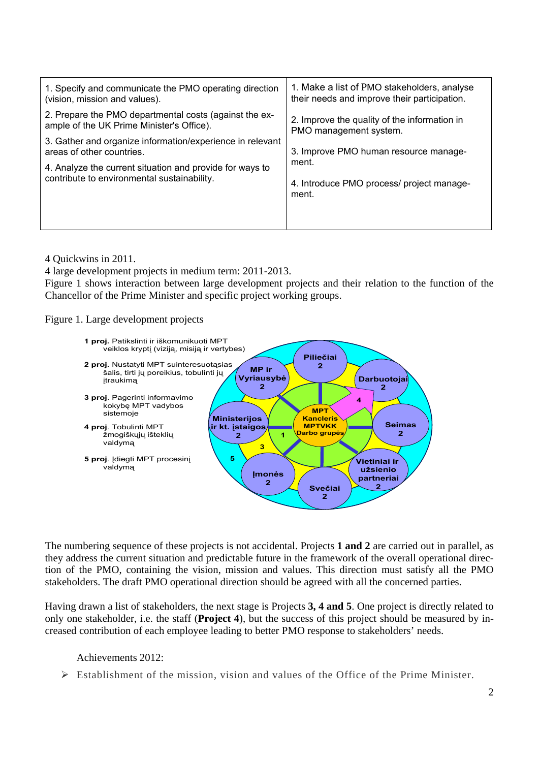| | |
|---|---|
| 1. Specify and communicate the PMO operating direction (vision, mission and values). | 1. Make a list of PMO stakeholders, analyse their needs and improve their participation. |
| 2. Prepare the PMO departmental costs (against the example of the UK Prime Minister's Office). | 2. Improve the quality of the information in PMO management system. |
| 3. Gather and organize information/experience in relevant areas of other countries. | 3. Improve PMO human resource management. |
| 4. Analyze the current situation and provide for ways to contribute to environmental sustainability. | 4. Introduce PMO process/ project management. |

4 Quickwins in 2011.
4 large development projects in medium term: 2011-2013.
Figure 1 shows interaction between large development projects and their relation to the function of the Chancellor of the Prime Minister and specific project working groups.

Figure 1. Large development projects

**1 proj.** Patikslinti ir iškomunikuoti MPT veiklos kryptį (viziją, misiją ir vertybes)

**2 proj.** Nustatyti MPT suinteresuotąsias šalis, tirti jų poreikius, tobulinti jų įtraukimą

**3 proj**. Pagerinti informavimo kokybę MPT vadybos sistemoje

**4 proj**. Tobulinti MPT žmogiškųjų išteklių valdymą

**5 proj**. Įdiegti MPT procesinį valdymą

The numbering sequence of these projects is not accidental. Projects **1 and 2** are carried out in parallel, as they address the current situation and predictable future in the framework of the overall operational direction of the PMO, containing the vision, mission and values. This direction must satisfy all the PMO stakeholders. The draft PMO operational direction should be agreed with all the concerned parties.

Having drawn a list of stakeholders, the next stage is Projects **3, 4 and 5**. One project is directly related to only one stakeholder, i.e. the staff (**Project 4**), but the success of this project should be measured by increased contribution of each employee leading to better PMO response to stakeholders' needs.

Achievements 2012:

- Establishment of the mission, vision and values of the Office of the Prime Minister.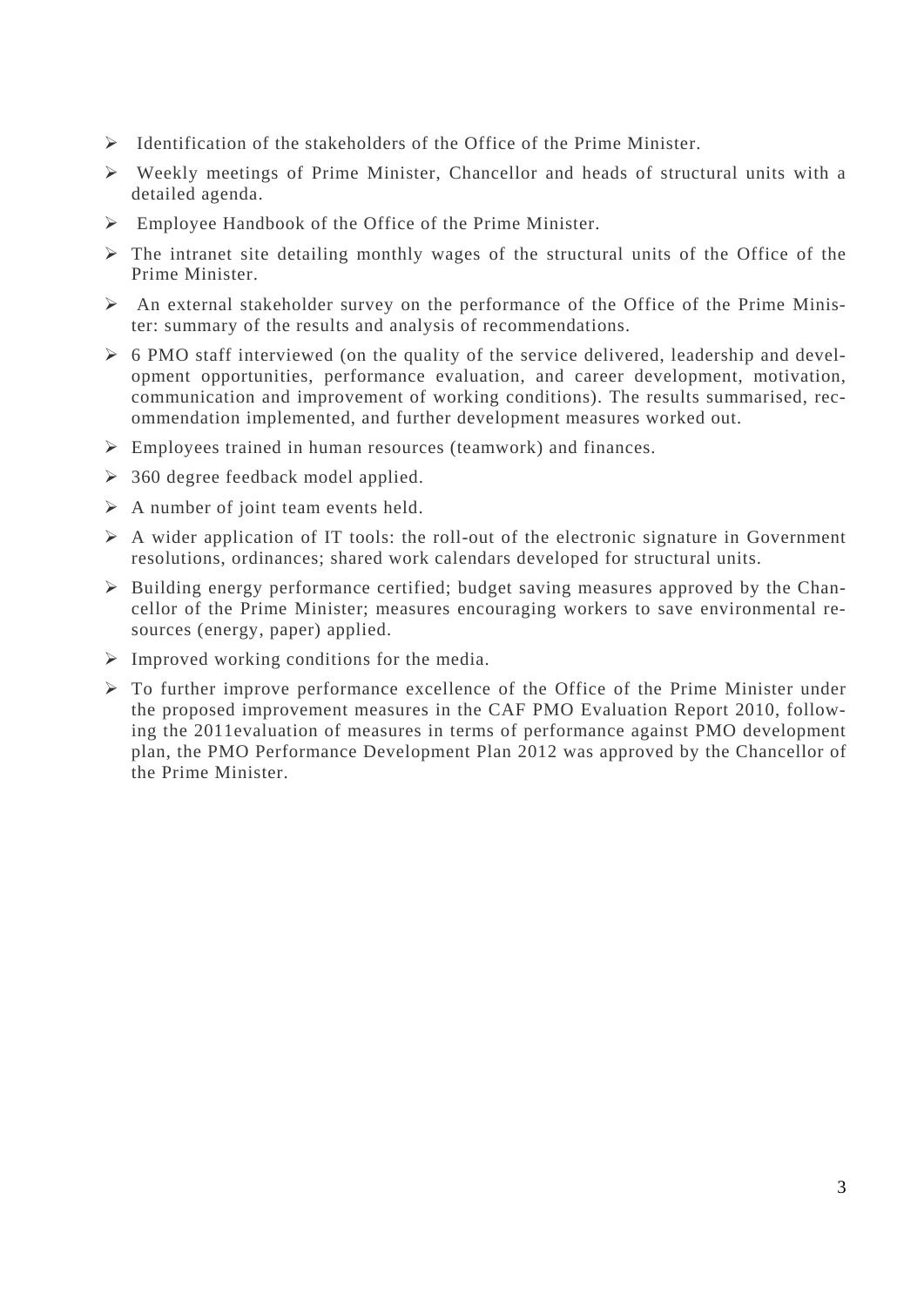- Identification of the stakeholders of the Office of the Prime Minister.
- Weekly meetings of Prime Minister, Chancellor and heads of structural units with a detailed agenda.
- Employee Handbook of the Office of the Prime Minister.
- The intranet site detailing monthly wages of the structural units of the Office of the Prime Minister.
- An external stakeholder survey on the performance of the Office of the Prime Minister: summary of the results and analysis of recommendations.
- 6 PMO staff interviewed (on the quality of the service delivered, leadership and development opportunities, performance evaluation, and career development, motivation, communication and improvement of working conditions). The results summarised, recommendation implemented, and further development measures worked out.
- Employees trained in human resources (teamwork) and finances.
- 360 degree feedback model applied.
- A number of joint team events held.
- A wider application of IT tools: the roll-out of the electronic signature in Government resolutions, ordinances; shared work calendars developed for structural units.
- Building energy performance certified; budget saving measures approved by the Chancellor of the Prime Minister; measures encouraging workers to save environmental resources (energy, paper) applied.
- Improved working conditions for the media.
- To further improve performance excellence of the Office of the Prime Minister under the proposed improvement measures in the CAF PMO Evaluation Report 2010, following the 2011evaluation of measures in terms of performance against PMO development plan, the PMO Performance Development Plan 2012 was approved by the Chancellor of the Prime Minister.